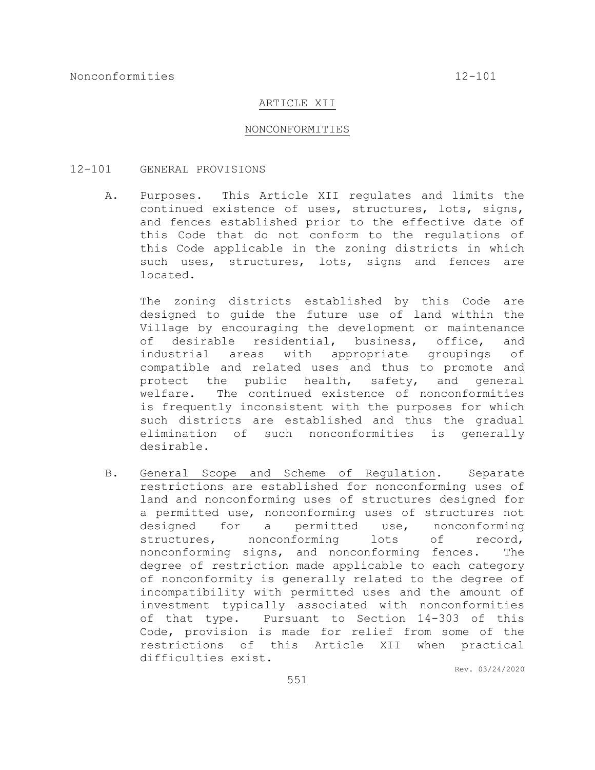# ARTICLE XII

# NONCONFORMITIES

## 12-101 GENERAL PROVISIONS

A. Purposes. This Article XII regulates and limits the continued existence of uses, structures, lots, signs, and fences established prior to the effective date of this Code that do not conform to the regulations of this Code applicable in the zoning districts in which such uses, structures, lots, signs and fences are located.

The zoning districts established by this Code are designed to guide the future use of land within the Village by encouraging the development or maintenance of desirable residential, business, office, and industrial areas with appropriate groupings of compatible and related uses and thus to promote and protect the public health, safety, and general welfare. The continued existence of nonconformities is frequently inconsistent with the purposes for which such districts are established and thus the gradual elimination of such nonconformities is generally desirable.

B. General Scope and Scheme of Regulation. Separate restrictions are established for nonconforming uses of land and nonconforming uses of structures designed for a permitted use, nonconforming uses of structures not designed for a permitted use, nonconforming structures, nonconforming lots of record, nonconforming signs, and nonconforming fences. The degree of restriction made applicable to each category of nonconformity is generally related to the degree of incompatibility with permitted uses and the amount of investment typically associated with nonconformities of that type. Pursuant to Section 14-303 of this Code, provision is made for relief from some of the restrictions of this Article XII when practical difficulties exist.

Rev. 03/24/2020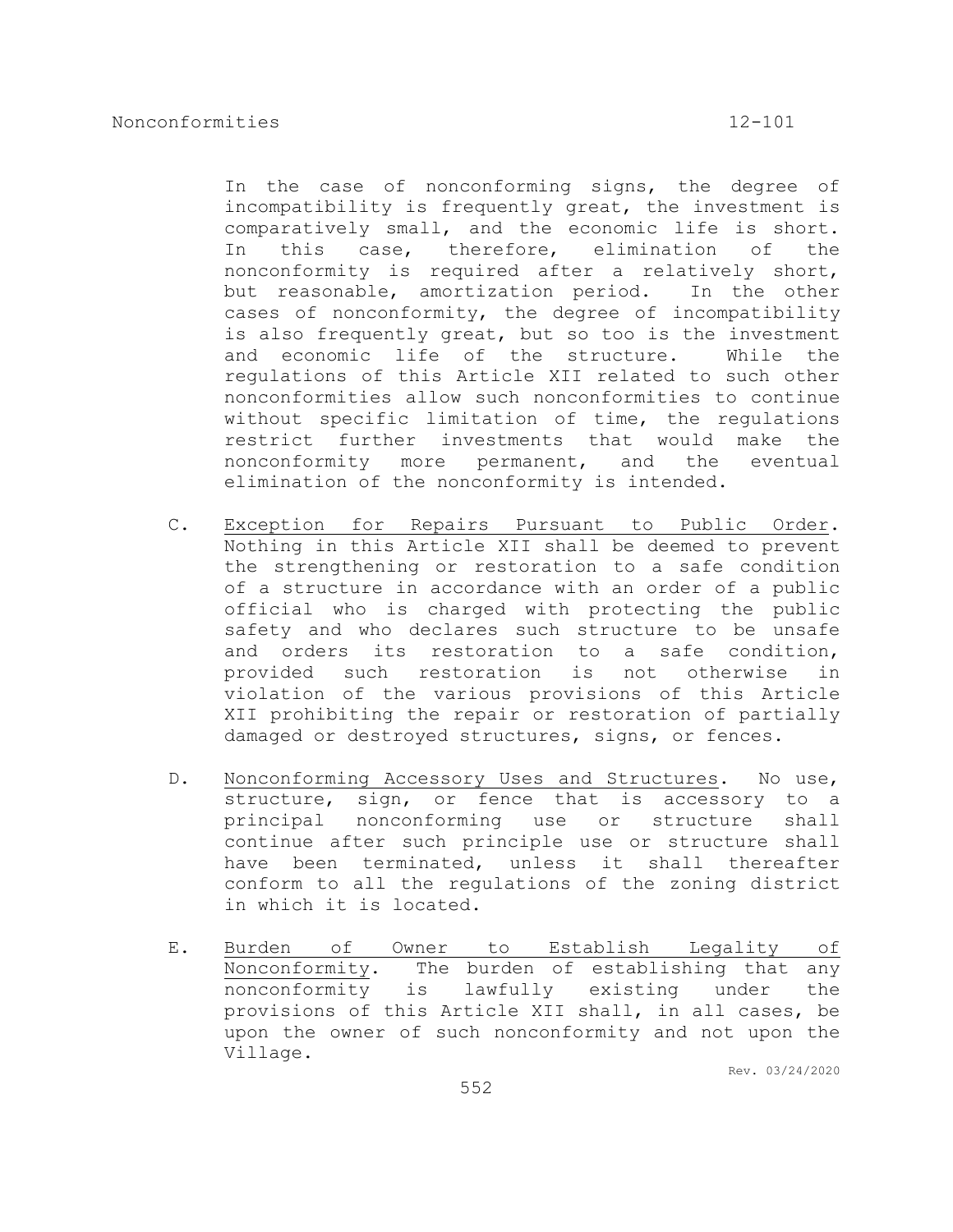In the case of nonconforming signs, the degree of incompatibility is frequently great, the investment is comparatively small, and the economic life is short. In this case, therefore, elimination of the nonconformity is required after a relatively short, but reasonable, amortization period. In the other cases of nonconformity, the degree of incompatibility is also frequently great, but so too is the investment and economic life of the structure. While the regulations of this Article XII related to such other nonconformities allow such nonconformities to continue without specific limitation of time, the regulations restrict further investments that would make the nonconformity more permanent, and the eventual elimination of the nonconformity is intended.

C. Exception for Repairs Pursuant to Public Order. Nothing in this Article XII shall be deemed to prevent the strengthening or restoration to a safe condition of a structure in accordance with an order of a public official who is charged with protecting the public safety and who declares such structure to be unsafe and orders its restoration to a safe condition, provided such restoration is not otherwise in violation of the various provisions of this Article XII prohibiting the repair or restoration of partially damaged or destroyed structures, signs, or fences.

D. Nonconforming Accessory Uses and Structures. No use, structure, sign, or fence that is accessory to a principal nonconforming use or structure shall continue after such principle use or structure shall have been terminated, unless it shall thereafter conform to all the regulations of the zoning district in which it is located.

E. Burden of Owner to Establish Legality of Nonconformity. The burden of establishing that any nonconformity is lawfully existing under the provisions of this Article XII shall, in all cases, be upon the owner of such nonconformity and not upon the Village.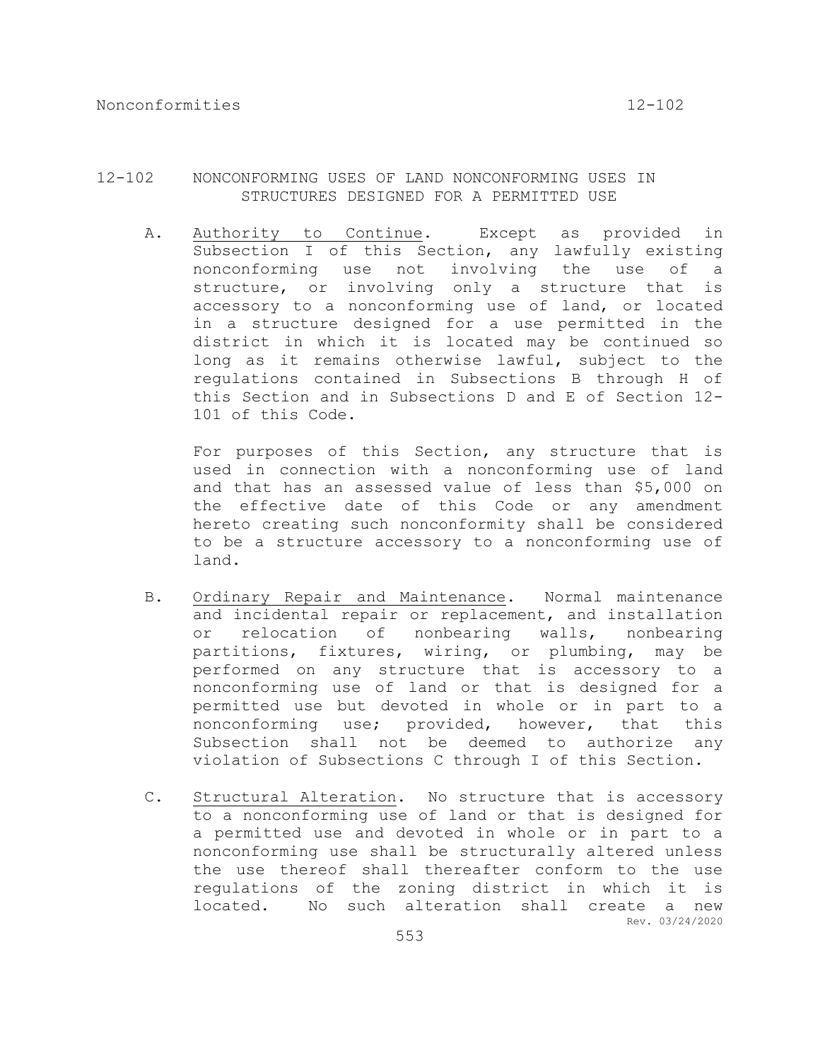## 12-102 NONCONFORMING USES OF LAND NONCONFORMING USES IN STRUCTURES DESIGNED FOR A PERMITTED USE

A. Authority to Continue. Except as provided in Subsection I of this Section, any lawfully existing nonconforming use not involving the use of a structure, or involving only a structure that is accessory to a nonconforming use of land, or located in a structure designed for a use permitted in the district in which it is located may be continued so long as it remains otherwise lawful, subject to the regulations contained in Subsections B through H of this Section and in Subsections D and E of Section 12-101 of this Code.

For purposes of this Section, any structure that is used in connection with a nonconforming use of land and that has an assessed value of less than $5,000 on the effective date of this Code or any amendment hereto creating such nonconformity shall be considered to be a structure accessory to a nonconforming use of land.

B. Ordinary Repair and Maintenance. Normal maintenance and incidental repair or replacement, and installation or relocation of nonbearing walls, nonbearing partitions, fixtures, wiring, or plumbing, may be performed on any structure that is accessory to a nonconforming use of land or that is designed for a permitted use but devoted in whole or in part to a nonconforming use; provided, however, that this Subsection shall not be deemed to authorize any violation of Subsections C through I of this Section.

C. Structural Alteration. No structure that is accessory to a nonconforming use of land or that is designed for a permitted use and devoted in whole or in part to a nonconforming use shall be structurally altered unless the use thereof shall thereafter conform to the use regulations of the zoning district in which it is located. No such alteration shall create a new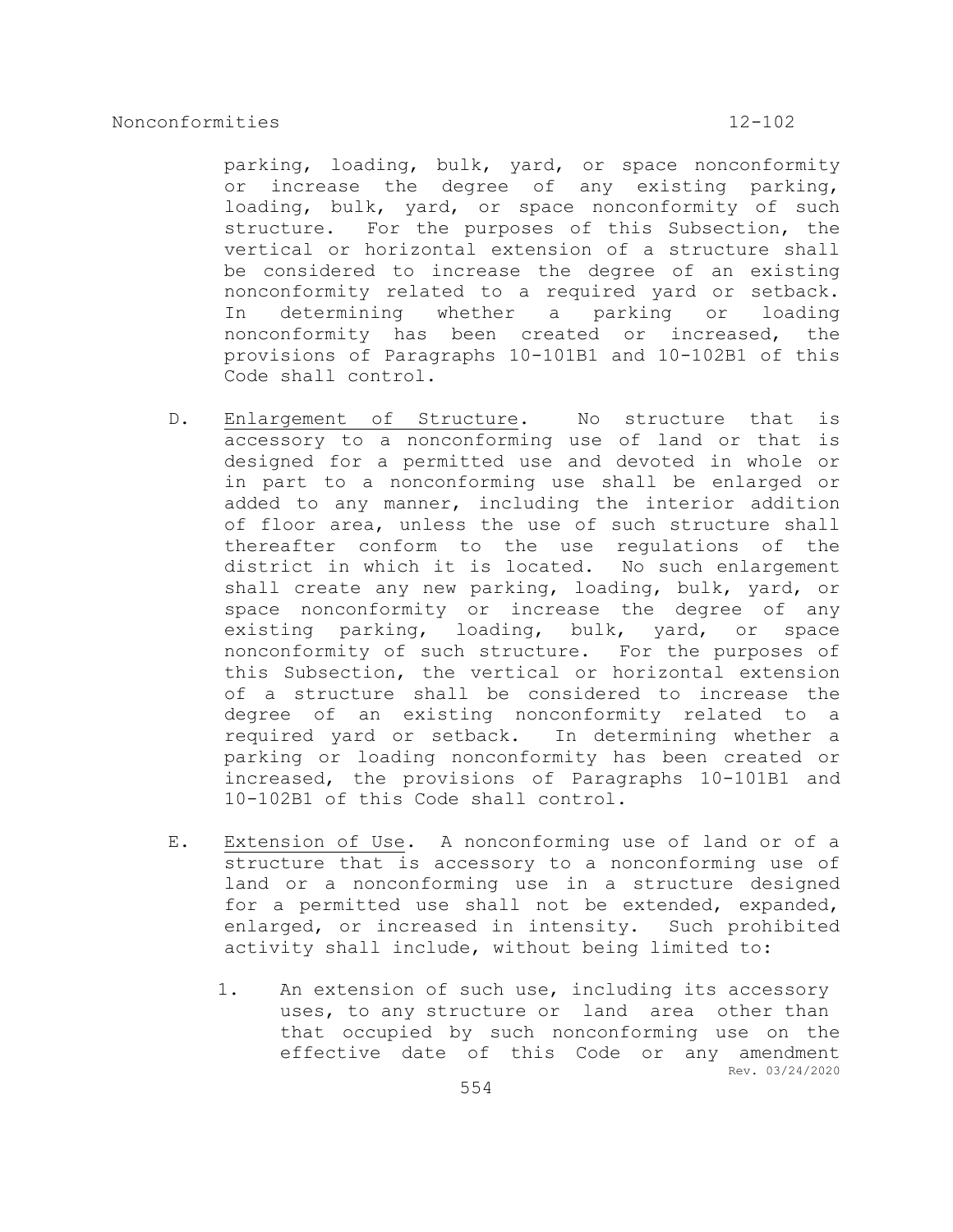parking, loading, bulk, yard, or space nonconformity or increase the degree of any existing parking, loading, bulk, yard, or space nonconformity of such structure. For the purposes of this Subsection, the vertical or horizontal extension of a structure shall be considered to increase the degree of an existing nonconformity related to a required yard or setback. In determining whether a parking or loading nonconformity has been created or increased, the provisions of Paragraphs 10-101B1 and 10-102B1 of this Code shall control.

D. Enlargement of Structure. No structure that is accessory to a nonconforming use of land or that is designed for a permitted use and devoted in whole or in part to a nonconforming use shall be enlarged or added to any manner, including the interior addition of floor area, unless the use of such structure shall thereafter conform to the use regulations of the district in which it is located. No such enlargement shall create any new parking, loading, bulk, yard, or space nonconformity or increase the degree of any existing parking, loading, bulk, yard, or space nonconformity of such structure. For the purposes of this Subsection, the vertical or horizontal extension of a structure shall be considered to increase the degree of an existing nonconformity related to a required yard or setback. In determining whether a parking or loading nonconformity has been created or increased, the provisions of Paragraphs 10-101B1 and 10-102B1 of this Code shall control.

E. Extension of Use. A nonconforming use of land or of a structure that is accessory to a nonconforming use of land or a nonconforming use in a structure designed for a permitted use shall not be extended, expanded, enlarged, or increased in intensity. Such prohibited activity shall include, without being limited to:

   1. An extension of such use, including its accessory uses, to any structure or land area other than that occupied by such nonconforming use on the effective date of this Code or any amendment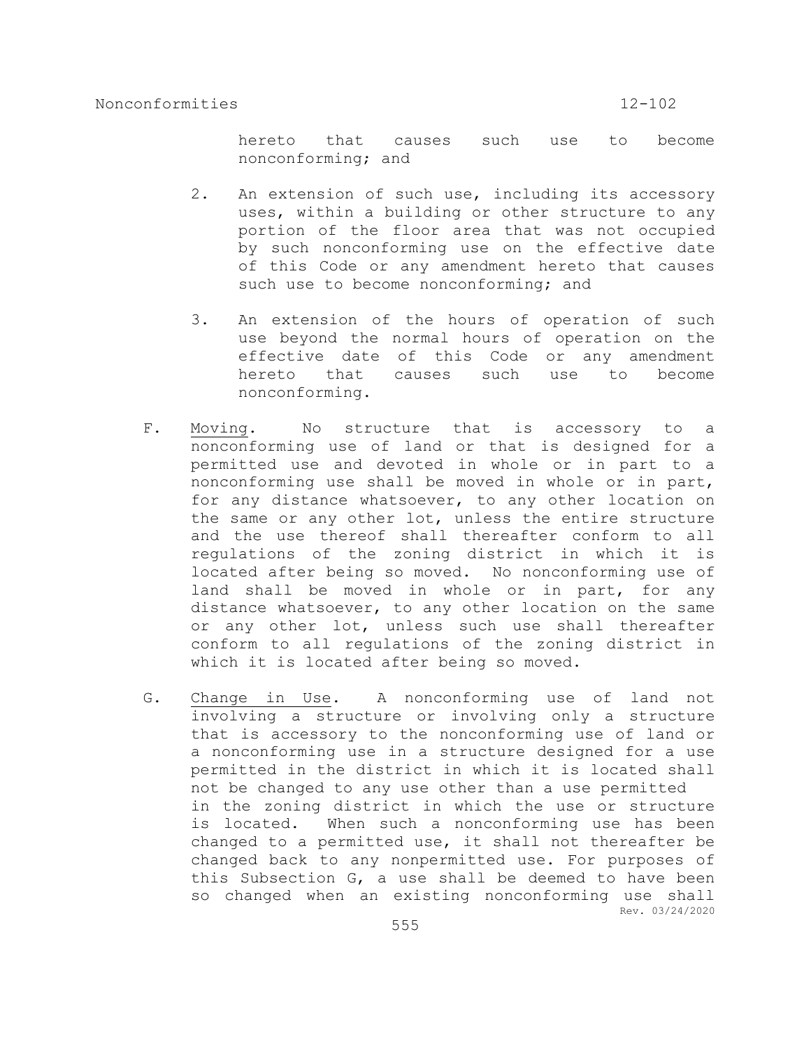hereto that causes such use to become nonconforming; and

2. An extension of such use, including its accessory uses, within a building or other structure to any portion of the floor area that was not occupied by such nonconforming use on the effective date of this Code or any amendment hereto that causes such use to become nonconforming; and

3. An extension of the hours of operation of such use beyond the normal hours of operation on the effective date of this Code or any amendment hereto that causes such use to become nonconforming.

F. Moving. No structure that is accessory to a nonconforming use of land or that is designed for a permitted use and devoted in whole or in part to a nonconforming use shall be moved in whole or in part, for any distance whatsoever, to any other location on the same or any other lot, unless the entire structure and the use thereof shall thereafter conform to all regulations of the zoning district in which it is located after being so moved. No nonconforming use of land shall be moved in whole or in part, for any distance whatsoever, to any other location on the same or any other lot, unless such use shall thereafter conform to all regulations of the zoning district in which it is located after being so moved.

G. Change in Use. A nonconforming use of land not involving a structure or involving only a structure that is accessory to the nonconforming use of land or a nonconforming use in a structure designed for a use permitted in the district in which it is located shall not be changed to any use other than a use permitted in the zoning district in which the use or structure is located. When such a nonconforming use has been changed to a permitted use, it shall not thereafter be changed back to any nonpermitted use. For purposes of this Subsection G, a use shall be deemed to have been so changed when an existing nonconforming use shall

Rev. 03/24/2020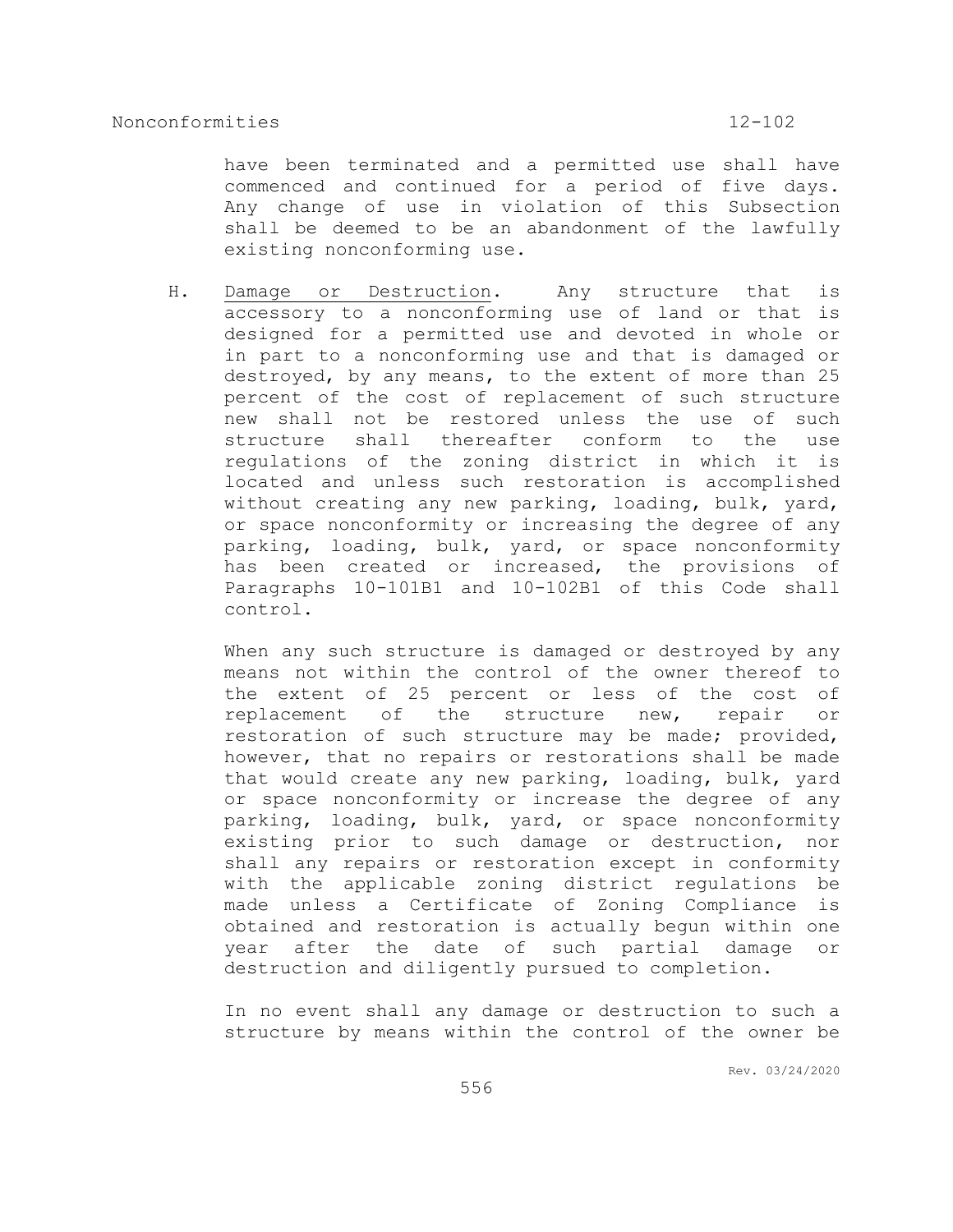have been terminated and a permitted use shall have commenced and continued for a period of five days. Any change of use in violation of this Subsection shall be deemed to be an abandonment of the lawfully existing nonconforming use.

H. Damage or Destruction. Any structure that is accessory to a nonconforming use of land or that is designed for a permitted use and devoted in whole or in part to a nonconforming use and that is damaged or destroyed, by any means, to the extent of more than 25 percent of the cost of replacement of such structure new shall not be restored unless the use of such structure shall thereafter conform to the use regulations of the zoning district in which it is located and unless such restoration is accomplished without creating any new parking, loading, bulk, yard, or space nonconformity or increasing the degree of any parking, loading, bulk, yard, or space nonconformity has been created or increased, the provisions of Paragraphs 10-101B1 and 10-102B1 of this Code shall control.

When any such structure is damaged or destroyed by any means not within the control of the owner thereof to the extent of 25 percent or less of the cost of replacement of the structure new, repair or restoration of such structure may be made; provided, however, that no repairs or restorations shall be made that would create any new parking, loading, bulk, yard or space nonconformity or increase the degree of any parking, loading, bulk, yard, or space nonconformity existing prior to such damage or destruction, nor shall any repairs or restoration except in conformity with the applicable zoning district regulations be made unless a Certificate of Zoning Compliance is obtained and restoration is actually begun within one year after the date of such partial damage or destruction and diligently pursued to completion.

In no event shall any damage or destruction to such a structure by means within the control of the owner be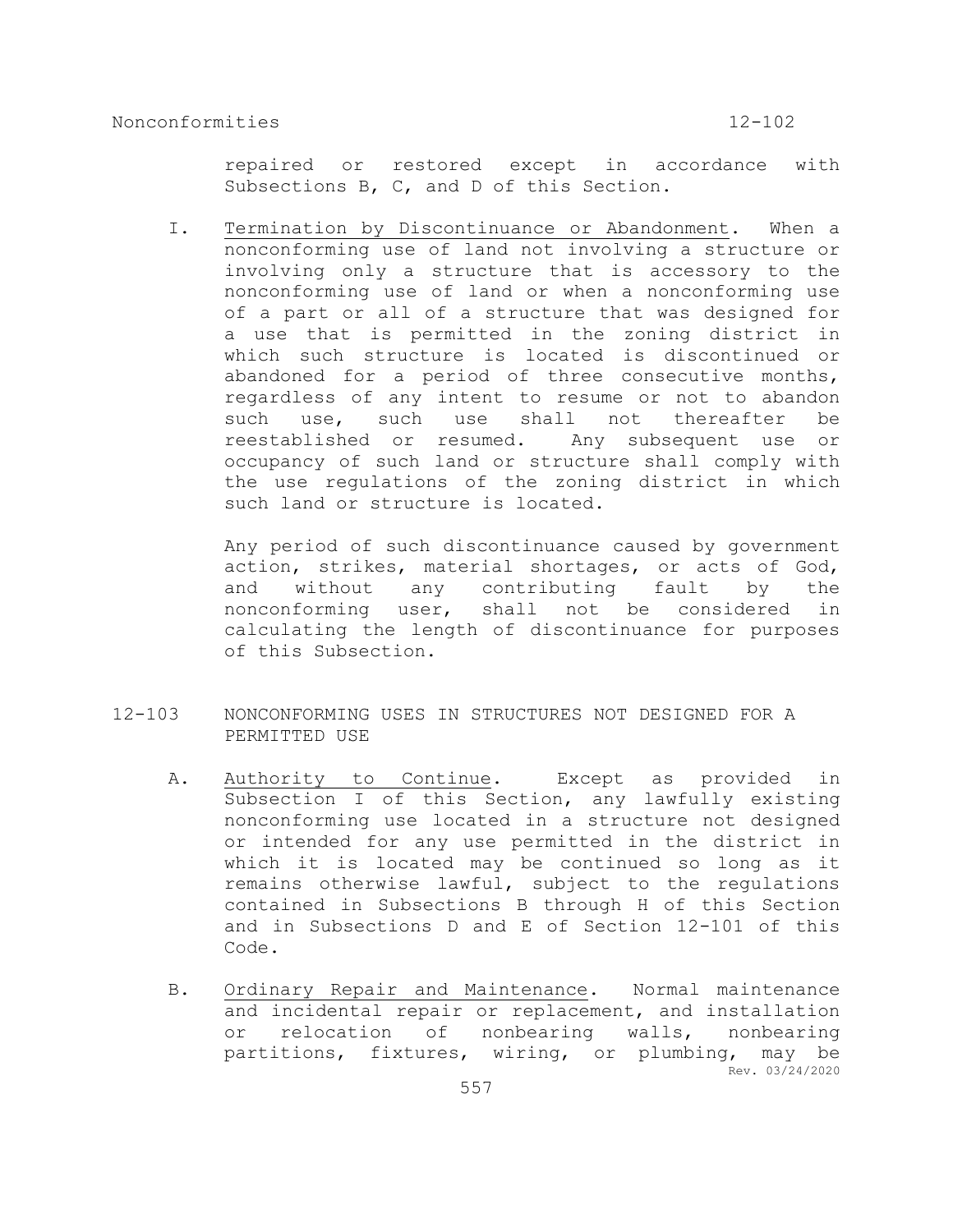repaired or restored except in accordance with Subsections B, C, and D of this Section.

I. Termination by Discontinuance or Abandonment. When a nonconforming use of land not involving a structure or involving only a structure that is accessory to the nonconforming use of land or when a nonconforming use of a part or all of a structure that was designed for a use that is permitted in the zoning district in which such structure is located is discontinued or abandoned for a period of three consecutive months, regardless of any intent to resume or not to abandon such use, such use shall not thereafter be reestablished or resumed. Any subsequent use or occupancy of such land or structure shall comply with the use regulations of the zoning district in which such land or structure is located.

   Any period of such discontinuance caused by government action, strikes, material shortages, or acts of God, and without any contributing fault by the nonconforming user, shall not be considered in calculating the length of discontinuance for purposes of this Subsection.

## 12-103 NONCONFORMING USES IN STRUCTURES NOT DESIGNED FOR A PERMITTED USE

A. Authority to Continue. Except as provided in Subsection I of this Section, any lawfully existing nonconforming use located in a structure not designed or intended for any use permitted in the district in which it is located may be continued so long as it remains otherwise lawful, subject to the regulations contained in Subsections B through H of this Section and in Subsections D and E of Section 12-101 of this Code.

B. Ordinary Repair and Maintenance. Normal maintenance and incidental repair or replacement, and installation or relocation of nonbearing walls, nonbearing partitions, fixtures, wiring, or plumbing, may be

Rev. 03/24/2020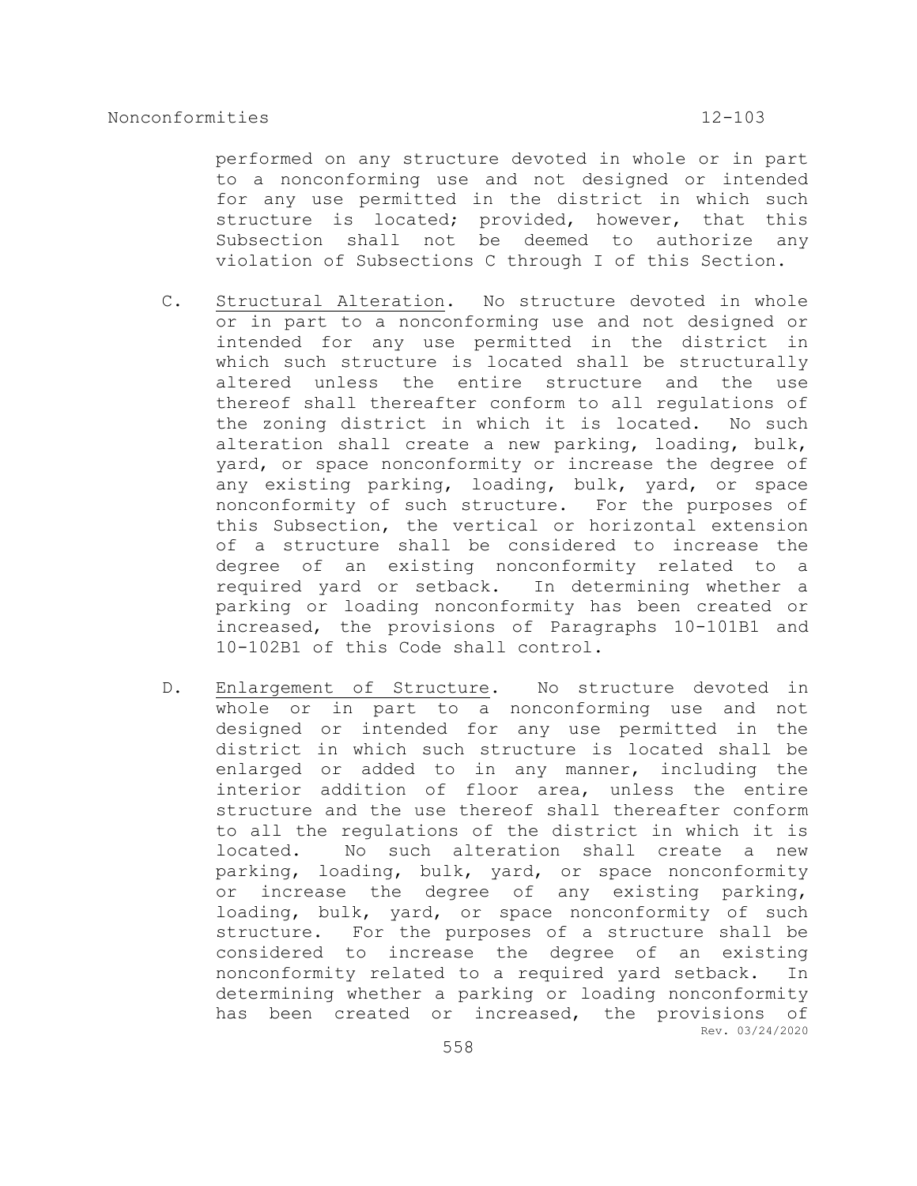performed on any structure devoted in whole or in part to a nonconforming use and not designed or intended for any use permitted in the district in which such structure is located; provided, however, that this Subsection shall not be deemed to authorize any violation of Subsections C through I of this Section.

C. Structural Alteration. No structure devoted in whole or in part to a nonconforming use and not designed or intended for any use permitted in the district in which such structure is located shall be structurally altered unless the entire structure and the use thereof shall thereafter conform to all regulations of the zoning district in which it is located. No such alteration shall create a new parking, loading, bulk, yard, or space nonconformity or increase the degree of any existing parking, loading, bulk, yard, or space nonconformity of such structure. For the purposes of this Subsection, the vertical or horizontal extension of a structure shall be considered to increase the degree of an existing nonconformity related to a required yard or setback. In determining whether a parking or loading nonconformity has been created or increased, the provisions of Paragraphs 10-101B1 and 10-102B1 of this Code shall control.

D. Enlargement of Structure. No structure devoted in whole or in part to a nonconforming use and not designed or intended for any use permitted in the district in which such structure is located shall be enlarged or added to in any manner, including the interior addition of floor area, unless the entire structure and the use thereof shall thereafter conform to all the regulations of the district in which it is located. No such alteration shall create a new parking, loading, bulk, yard, or space nonconformity or increase the degree of any existing parking, loading, bulk, yard, or space nonconformity of such structure. For the purposes of a structure shall be considered to increase the degree of an existing nonconformity related to a required yard setback. In determining whether a parking or loading nonconformity has been created or increased, the provisions of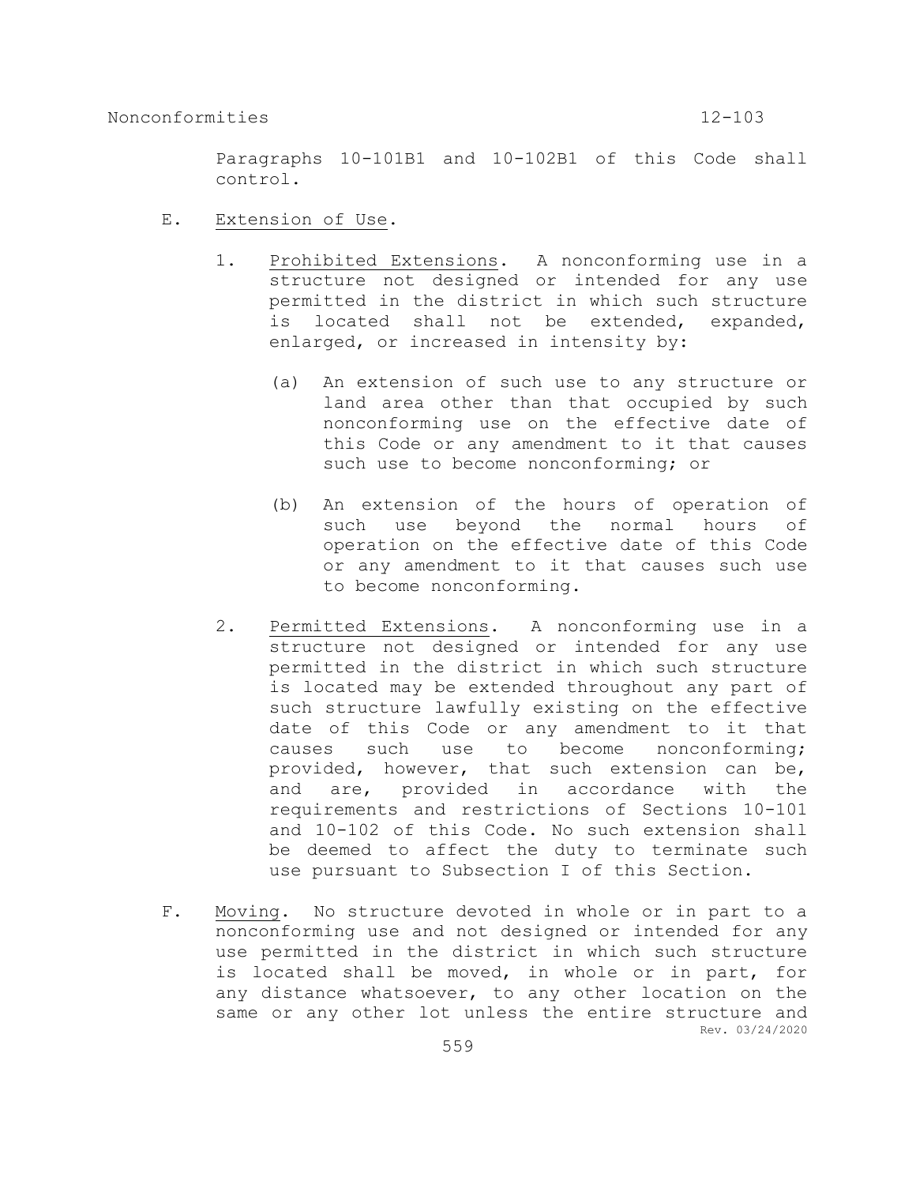Paragraphs 10-101B1 and 10-102B1 of this Code shall control.

E. Extension of Use.

1. Prohibited Extensions. A nonconforming use in a structure not designed or intended for any use permitted in the district in which such structure is located shall not be extended, expanded, enlarged, or increased in intensity by:

   (a) An extension of such use to any structure or land area other than that occupied by such nonconforming use on the effective date of this Code or any amendment to it that causes such use to become nonconforming; or

   (b) An extension of the hours of operation of such use beyond the normal hours of operation on the effective date of this Code or any amendment to it that causes such use to become nonconforming.

2. Permitted Extensions. A nonconforming use in a structure not designed or intended for any use permitted in the district in which such structure is located may be extended throughout any part of such structure lawfully existing on the effective date of this Code or any amendment to it that causes such use to become nonconforming; provided, however, that such extension can be, and are, provided in accordance with the requirements and restrictions of Sections 10-101 and 10-102 of this Code. No such extension shall be deemed to affect the duty to terminate such use pursuant to Subsection I of this Section.

F. Moving. No structure devoted in whole or in part to a nonconforming use and not designed or intended for any use permitted in the district in which such structure is located shall be moved, in whole or in part, for any distance whatsoever, to any other location on the same or any other lot unless the entire structure and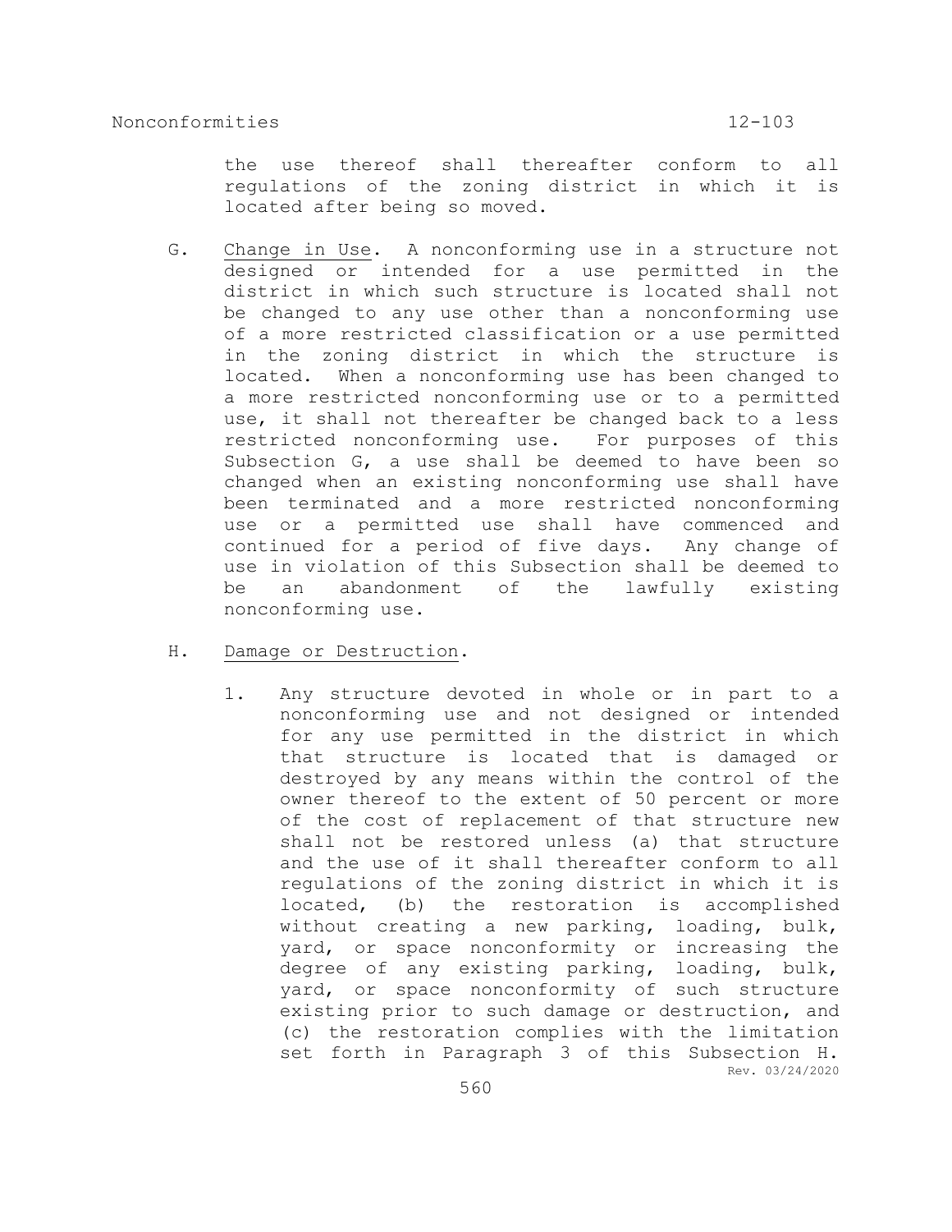the use thereof shall thereafter conform to all regulations of the zoning district in which it is located after being so moved.

G. Change in Use. A nonconforming use in a structure not designed or intended for a use permitted in the district in which such structure is located shall not be changed to any use other than a nonconforming use of a more restricted classification or a use permitted in the zoning district in which the structure is located. When a nonconforming use has been changed to a more restricted nonconforming use or to a permitted use, it shall not thereafter be changed back to a less restricted nonconforming use. For purposes of this Subsection G, a use shall be deemed to have been so changed when an existing nonconforming use shall have been terminated and a more restricted nonconforming use or a permitted use shall have commenced and continued for a period of five days. Any change of use in violation of this Subsection shall be deemed to be an abandonment of the lawfully existing nonconforming use.

H. Damage or Destruction.

1. Any structure devoted in whole or in part to a nonconforming use and not designed or intended for any use permitted in the district in which that structure is located that is damaged or destroyed by any means within the control of the owner thereof to the extent of 50 percent or more of the cost of replacement of that structure new shall not be restored unless (a) that structure and the use of it shall thereafter conform to all regulations of the zoning district in which it is located, (b) the restoration is accomplished without creating a new parking, loading, bulk, yard, or space nonconformity or increasing the degree of any existing parking, loading, bulk, yard, or space nonconformity of such structure existing prior to such damage or destruction, and (c) the restoration complies with the limitation set forth in Paragraph 3 of this Subsection H.

Rev. 03/24/2020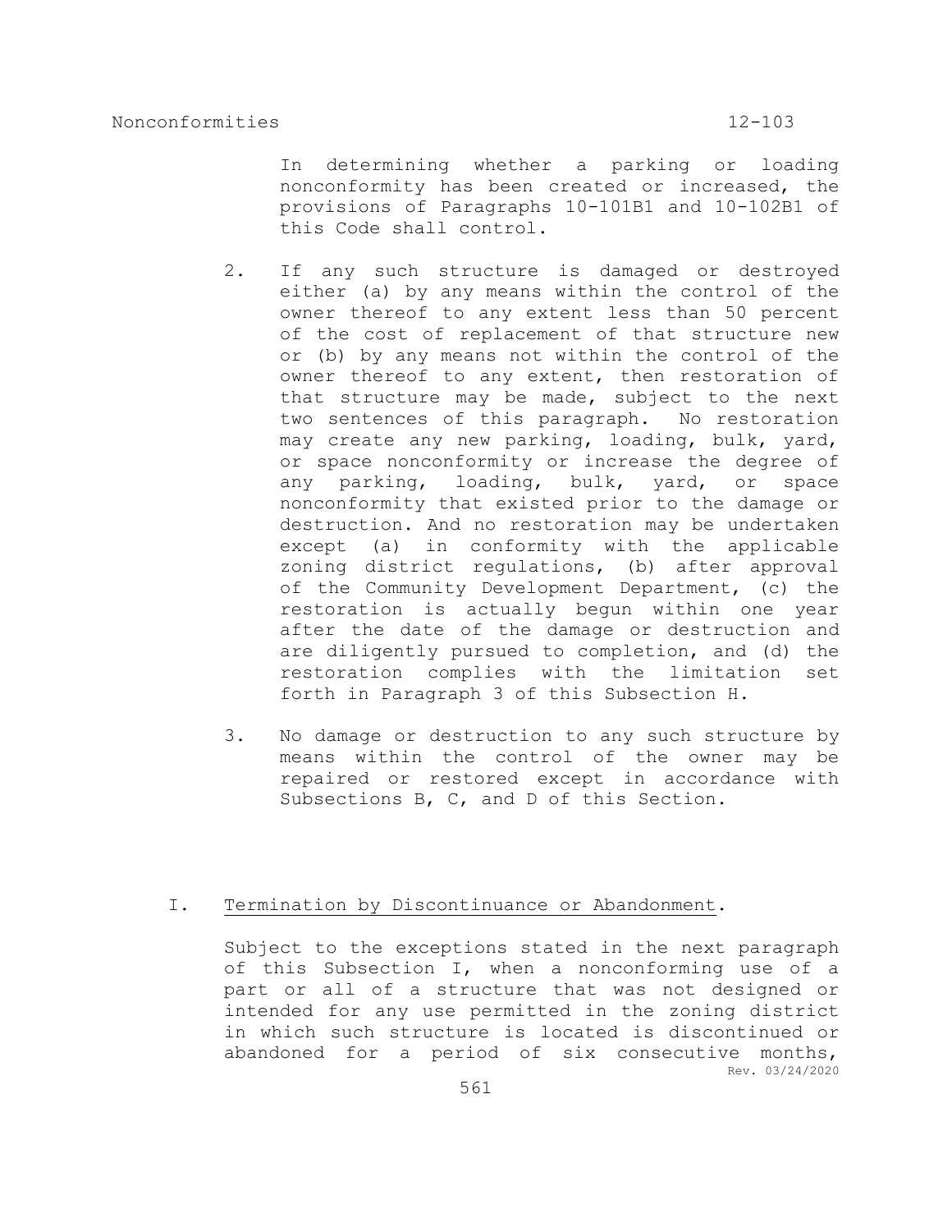In determining whether a parking or loading nonconformity has been created or increased, the provisions of Paragraphs 10-101B1 and 10-102B1 of this Code shall control.

2. If any such structure is damaged or destroyed either (a) by any means within the control of the owner thereof to any extent less than 50 percent of the cost of replacement of that structure new or (b) by any means not within the control of the owner thereof to any extent, then restoration of that structure may be made, subject to the next two sentences of this paragraph. No restoration may create any new parking, loading, bulk, yard, or space nonconformity or increase the degree of any parking, loading, bulk, yard, or space nonconformity that existed prior to the damage or destruction. And no restoration may be undertaken except (a) in conformity with the applicable zoning district regulations, (b) after approval of the Community Development Department, (c) the restoration is actually begun within one year after the date of the damage or destruction and are diligently pursued to completion, and (d) the restoration complies with the limitation set forth in Paragraph 3 of this Subsection H.

3. No damage or destruction to any such structure by means within the control of the owner may be repaired or restored except in accordance with Subsections B, C, and D of this Section.

I. Termination by Discontinuance or Abandonment.

Subject to the exceptions stated in the next paragraph of this Subsection I, when a nonconforming use of a part or all of a structure that was not designed or intended for any use permitted in the zoning district in which such structure is located is discontinued or abandoned for a period of six consecutive months,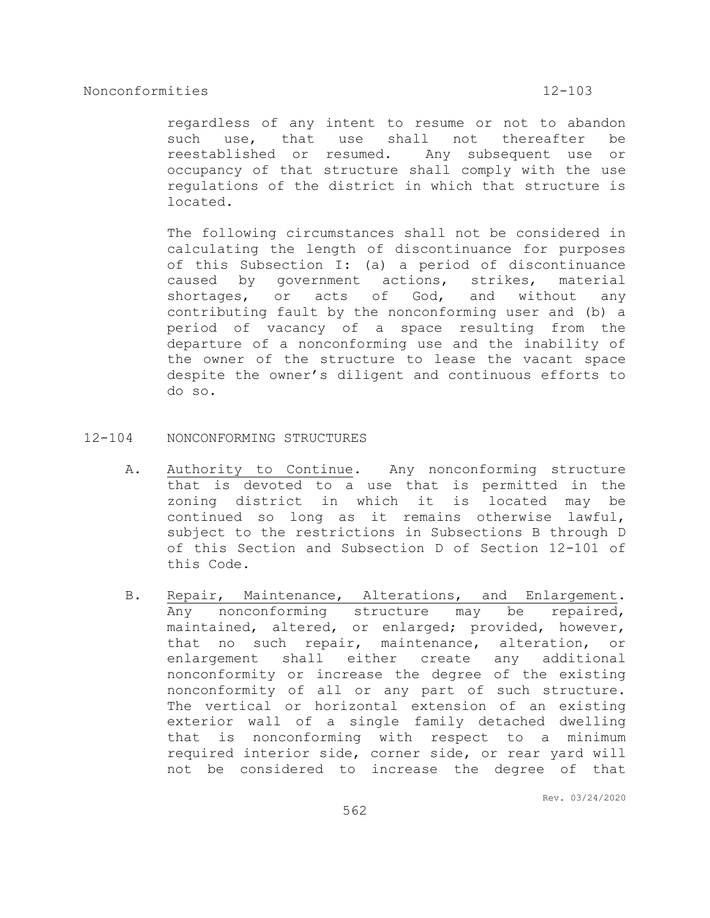regardless of any intent to resume or not to abandon such use, that use shall not thereafter be reestablished or resumed. Any subsequent use or occupancy of that structure shall comply with the use regulations of the district in which that structure is located.

The following circumstances shall not be considered in calculating the length of discontinuance for purposes of this Subsection I: (a) a period of discontinuance caused by government actions, strikes, material shortages, or acts of God, and without any contributing fault by the nonconforming user and (b) a period of vacancy of a space resulting from the departure of a nonconforming use and the inability of the owner of the structure to lease the vacant space despite the owner's diligent and continuous efforts to do so.

## 12-104 NONCONFORMING STRUCTURES

A. Authority to Continue. Any nonconforming structure that is devoted to a use that is permitted in the zoning district in which it is located may be continued so long as it remains otherwise lawful, subject to the restrictions in Subsections B through D of this Section and Subsection D of Section 12-101 of this Code.

B. Repair, Maintenance, Alterations, and Enlargement. Any nonconforming structure may be repaired, maintained, altered, or enlarged; provided, however, that no such repair, maintenance, alteration, or enlargement shall either create any additional nonconformity or increase the degree of the existing nonconformity of all or any part of such structure. The vertical or horizontal extension of an existing exterior wall of a single family detached dwelling that is nonconforming with respect to a minimum required interior side, corner side, or rear yard will not be considered to increase the degree of that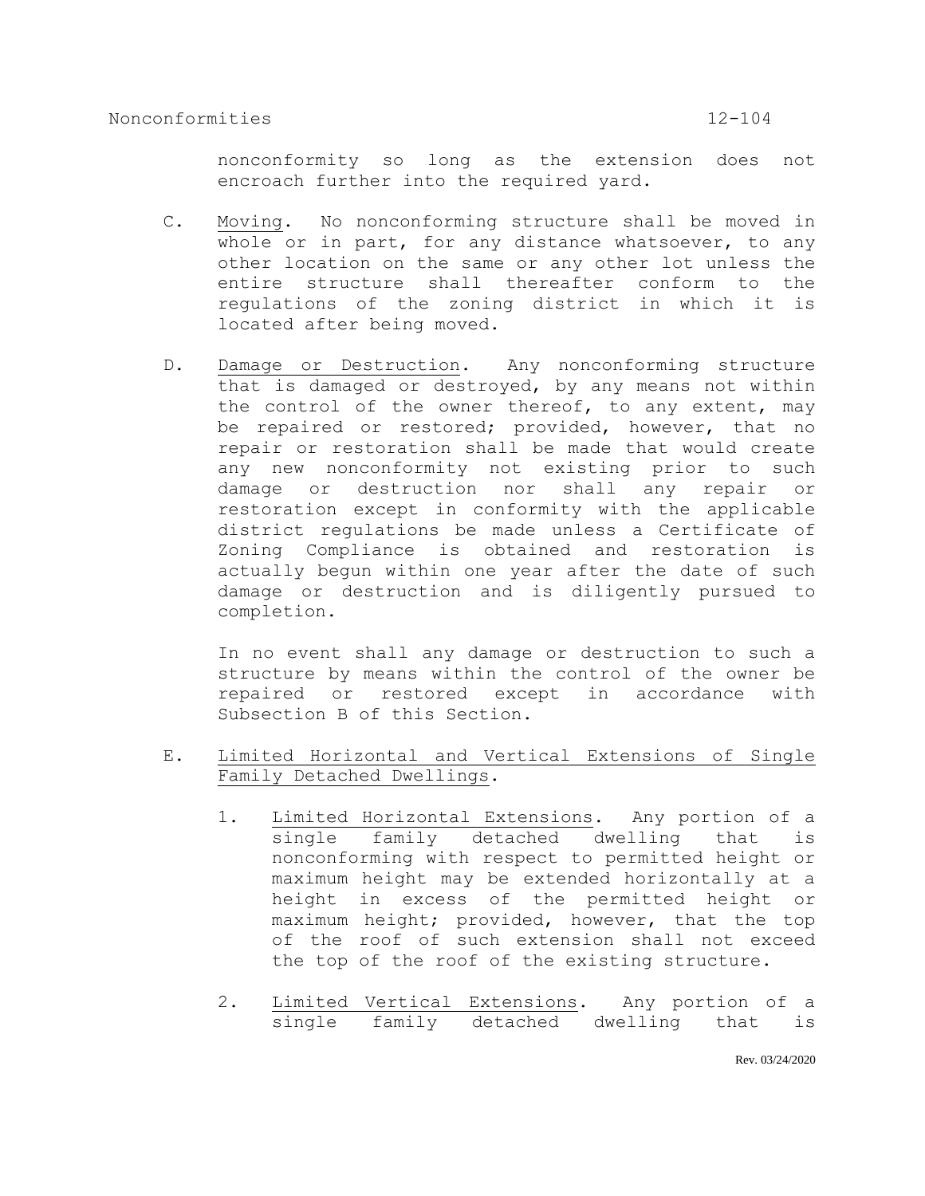nonconformity so long as the extension does not encroach further into the required yard.

C. Moving. No nonconforming structure shall be moved in whole or in part, for any distance whatsoever, to any other location on the same or any other lot unless the entire structure shall thereafter conform to the regulations of the zoning district in which it is located after being moved.

D. Damage or Destruction. Any nonconforming structure that is damaged or destroyed, by any means not within the control of the owner thereof, to any extent, may be repaired or restored; provided, however, that no repair or restoration shall be made that would create any new nonconformity not existing prior to such damage or destruction nor shall any repair or restoration except in conformity with the applicable district regulations be made unless a Certificate of Zoning Compliance is obtained and restoration is actually begun within one year after the date of such damage or destruction and is diligently pursued to completion.

In no event shall any damage or destruction to such a structure by means within the control of the owner be repaired or restored except in accordance with Subsection B of this Section.

E. Limited Horizontal and Vertical Extensions of Single Family Detached Dwellings.

1. Limited Horizontal Extensions. Any portion of a single family detached dwelling that is nonconforming with respect to permitted height or maximum height may be extended horizontally at a height in excess of the permitted height or maximum height; provided, however, that the top of the roof of such extension shall not exceed the top of the roof of the existing structure.

2. Limited Vertical Extensions. Any portion of a single family detached dwelling that is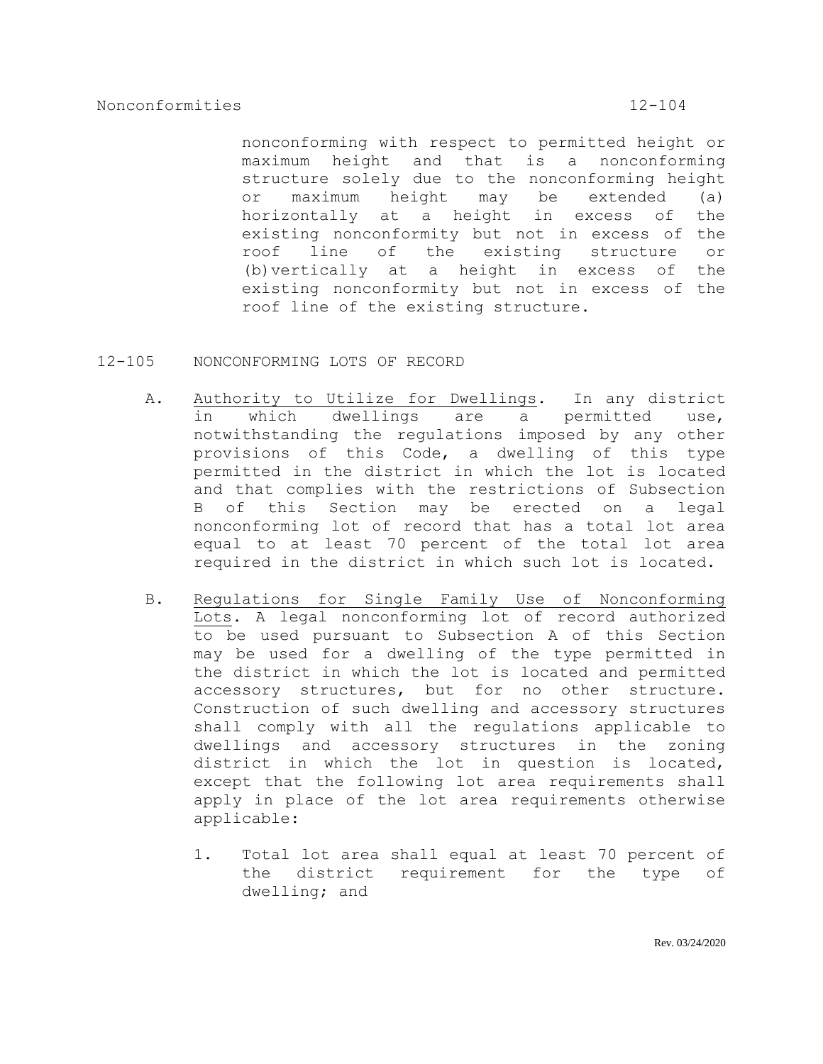nonconforming with respect to permitted height or maximum height and that is a nonconforming structure solely due to the nonconforming height or maximum height may be extended (a) horizontally at a height in excess of the existing nonconformity but not in excess of the roof line of the existing structure or (b) vertically at a height in excess of the existing nonconformity but not in excess of the roof line of the existing structure.

## 12-105 NONCONFORMING LOTS OF RECORD

A. Authority to Utilize for Dwellings. In any district in which dwellings are a permitted use, notwithstanding the regulations imposed by any other provisions of this Code, a dwelling of this type permitted in the district in which the lot is located and that complies with the restrictions of Subsection B of this Section may be erected on a legal nonconforming lot of record that has a total lot area equal to at least 70 percent of the total lot area required in the district in which such lot is located.

B. Regulations for Single Family Use of Nonconforming Lots. A legal nonconforming lot of record authorized to be used pursuant to Subsection A of this Section may be used for a dwelling of the type permitted in the district in which the lot is located and permitted accessory structures, but for no other structure. Construction of such dwelling and accessory structures shall comply with all the regulations applicable to dwellings and accessory structures in the zoning district in which the lot in question is located, except that the following lot area requirements shall apply in place of the lot area requirements otherwise applicable:

   1. Total lot area shall equal at least 70 percent of the district requirement for the type of dwelling; and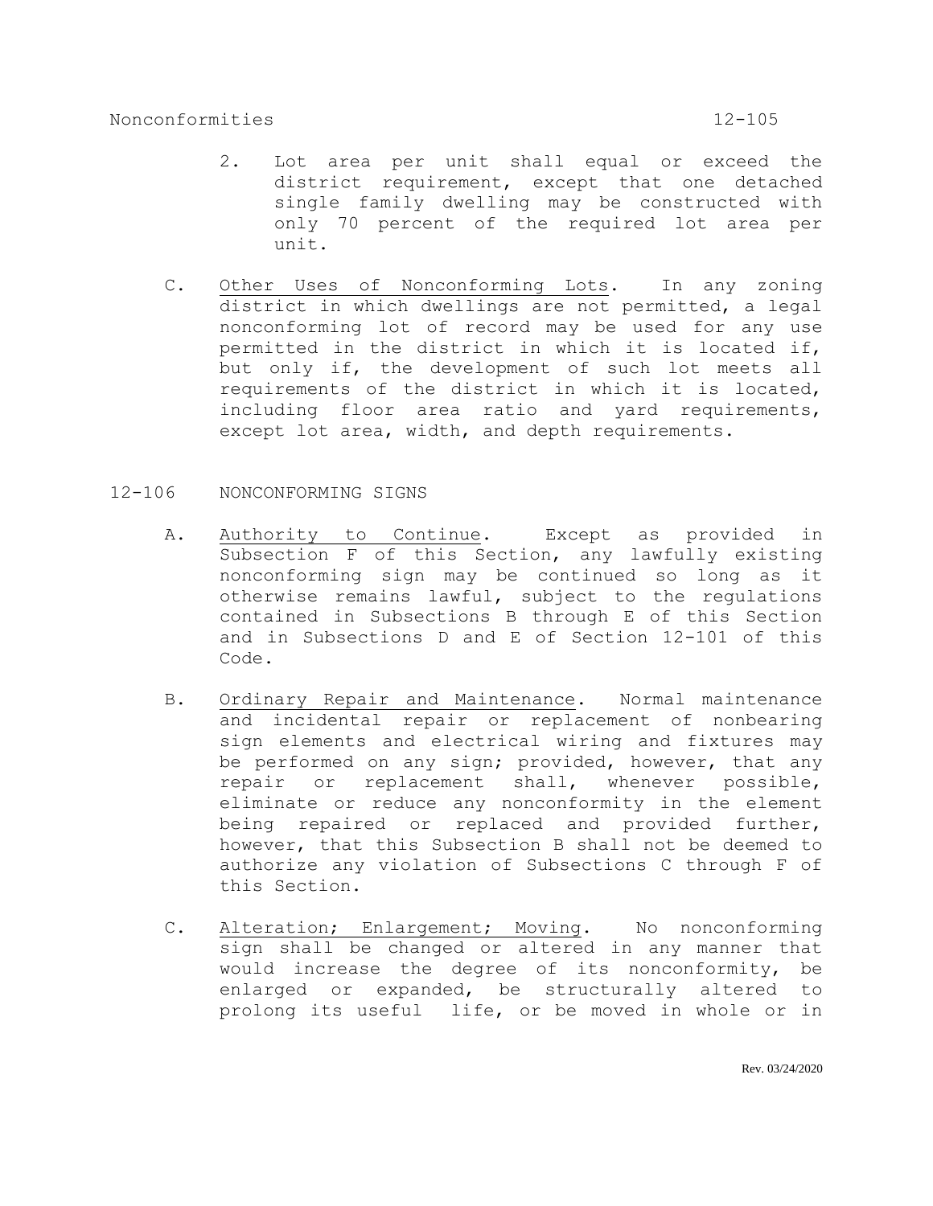2. Lot area per unit shall equal or exceed the district requirement, except that one detached single family dwelling may be constructed with only 70 percent of the required lot area per unit.

C. Other Uses of Nonconforming Lots. In any zoning district in which dwellings are not permitted, a legal nonconforming lot of record may be used for any use permitted in the district in which it is located if, but only if, the development of such lot meets all requirements of the district in which it is located, including floor area ratio and yard requirements, except lot area, width, and depth requirements.

## 12-106 NONCONFORMING SIGNS

A. Authority to Continue. Except as provided in Subsection F of this Section, any lawfully existing nonconforming sign may be continued so long as it otherwise remains lawful, subject to the regulations contained in Subsections B through E of this Section and in Subsections D and E of Section 12-101 of this Code.

B. Ordinary Repair and Maintenance. Normal maintenance and incidental repair or replacement of nonbearing sign elements and electrical wiring and fixtures may be performed on any sign; provided, however, that any repair or replacement shall, whenever possible, eliminate or reduce any nonconformity in the element being repaired or replaced and provided further, however, that this Subsection B shall not be deemed to authorize any violation of Subsections C through F of this Section.

C. Alteration; Enlargement; Moving. No nonconforming sign shall be changed or altered in any manner that would increase the degree of its nonconformity, be enlarged or expanded, be structurally altered to prolong its useful life, or be moved in whole or in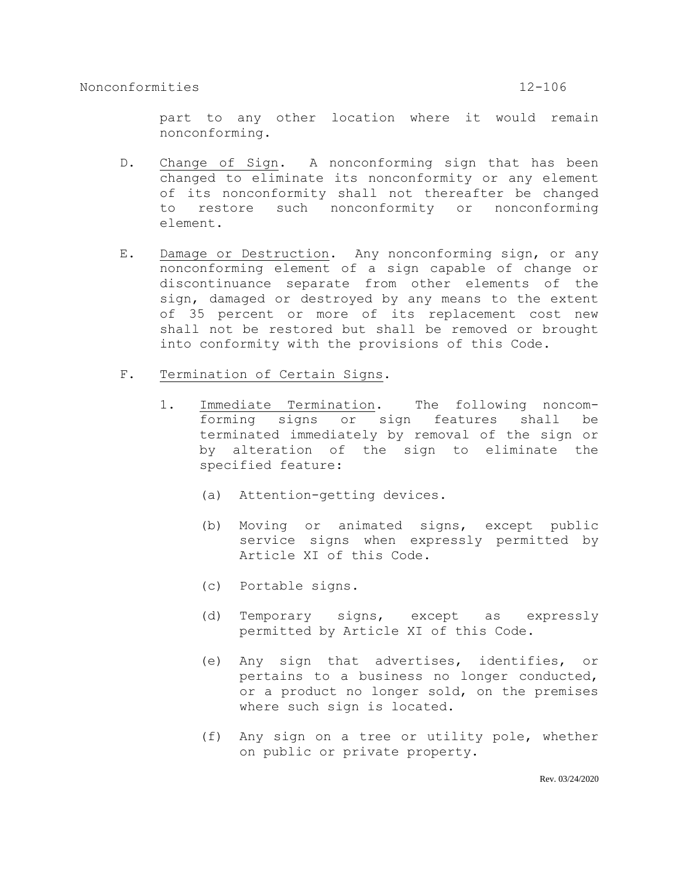part to any other location where it would remain nonconforming.

D. Change of Sign. A nonconforming sign that has been changed to eliminate its nonconformity or any element of its nonconformity shall not thereafter be changed to restore such nonconformity or nonconforming element.

E. Damage or Destruction. Any nonconforming sign, or any nonconforming element of a sign capable of change or discontinuance separate from other elements of the sign, damaged or destroyed by any means to the extent of 35 percent or more of its replacement cost new shall not be restored but shall be removed or brought into conformity with the provisions of this Code.

F. Termination of Certain Signs.

1. Immediate Termination. The following nonconforming signs or sign features shall be terminated immediately by removal of the sign or by alteration of the sign to eliminate the specified feature:

(a) Attention-getting devices.

(b) Moving or animated signs, except public service signs when expressly permitted by Article XI of this Code.

(c) Portable signs.

(d) Temporary signs, except as expressly permitted by Article XI of this Code.

(e) Any sign that advertises, identifies, or pertains to a business no longer conducted, or a product no longer sold, on the premises where such sign is located.

(f) Any sign on a tree or utility pole, whether on public or private property.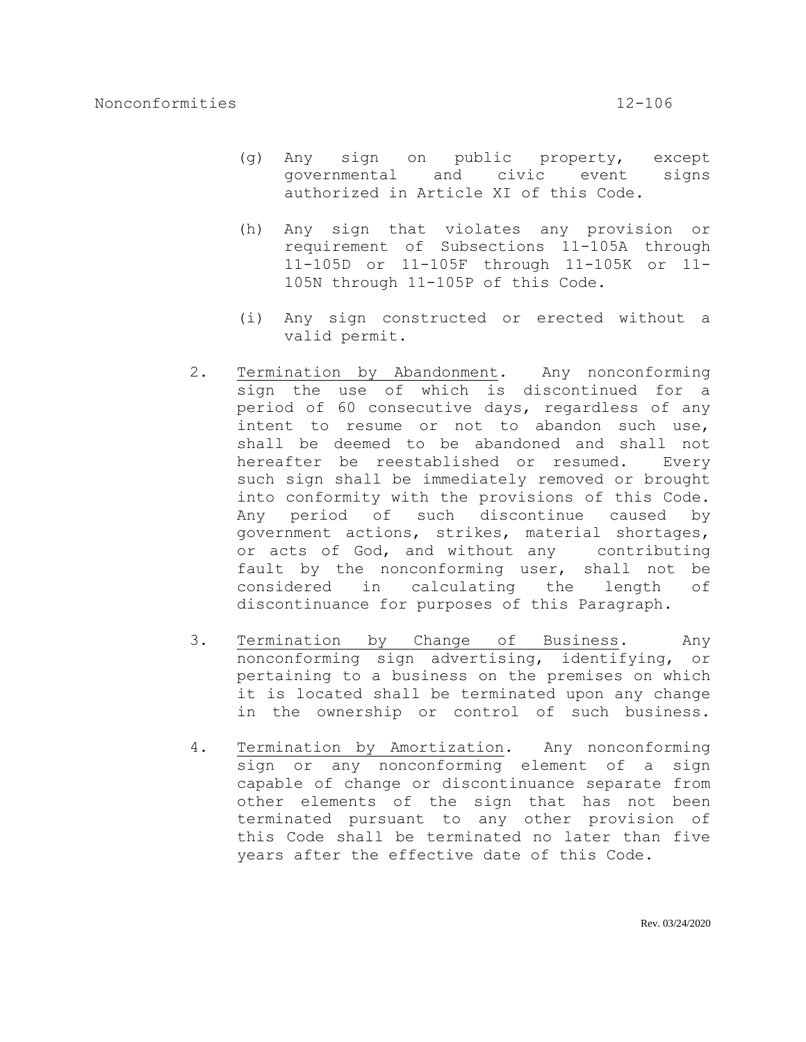(g) Any sign on public property, except governmental and civic event signs authorized in Article XI of this Code.

(h) Any sign that violates any provision or requirement of Subsections 11-105A through 11-105D or 11-105F through 11-105K or 11-105N through 11-105P of this Code.

(i) Any sign constructed or erected without a valid permit.

2. Termination by Abandonment. Any nonconforming sign the use of which is discontinued for a period of 60 consecutive days, regardless of any intent to resume or not to abandon such use, shall be deemed to be abandoned and shall not hereafter be reestablished or resumed. Every such sign shall be immediately removed or brought into conformity with the provisions of this Code. Any period of such discontinue caused by government actions, strikes, material shortages, or acts of God, and without any contributing fault by the nonconforming user, shall not be considered in calculating the length of discontinuance for purposes of this Paragraph.

3. Termination by Change of Business. Any nonconforming sign advertising, identifying, or pertaining to a business on the premises on which it is located shall be terminated upon any change in the ownership or control of such business.

4. Termination by Amortization. Any nonconforming sign or any nonconforming element of a sign capable of change or discontinuance separate from other elements of the sign that has not been terminated pursuant to any other provision of this Code shall be terminated no later than five years after the effective date of this Code.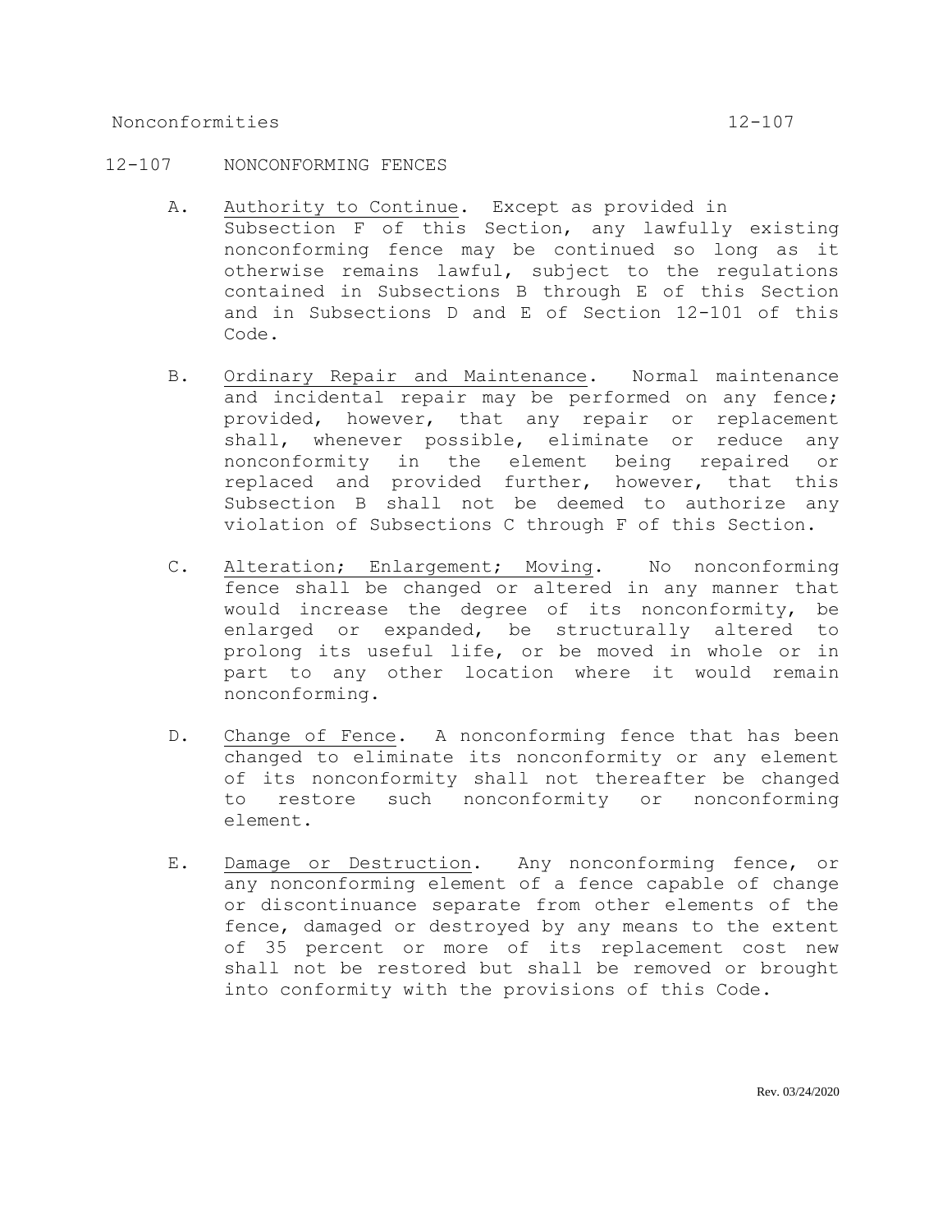## 12-107 NONCONFORMING FENCES

A. Authority to Continue. Except as provided in Subsection F of this Section, any lawfully existing nonconforming fence may be continued so long as it otherwise remains lawful, subject to the regulations contained in Subsections B through E of this Section and in Subsections D and E of Section 12-101 of this Code.

B. Ordinary Repair and Maintenance. Normal maintenance and incidental repair may be performed on any fence; provided, however, that any repair or replacement shall, whenever possible, eliminate or reduce any nonconformity in the element being repaired or replaced and provided further, however, that this Subsection B shall not be deemed to authorize any violation of Subsections C through F of this Section.

C. Alteration; Enlargement; Moving. No nonconforming fence shall be changed or altered in any manner that would increase the degree of its nonconformity, be enlarged or expanded, be structurally altered to prolong its useful life, or be moved in whole or in part to any other location where it would remain nonconforming.

D. Change of Fence. A nonconforming fence that has been changed to eliminate its nonconformity or any element of its nonconformity shall not thereafter be changed to restore such nonconformity or nonconforming element.

E. Damage or Destruction. Any nonconforming fence, or any nonconforming element of a fence capable of change or discontinuance separate from other elements of the fence, damaged or destroyed by any means to the extent of 35 percent or more of its replacement cost new shall not be restored but shall be removed or brought into conformity with the provisions of this Code.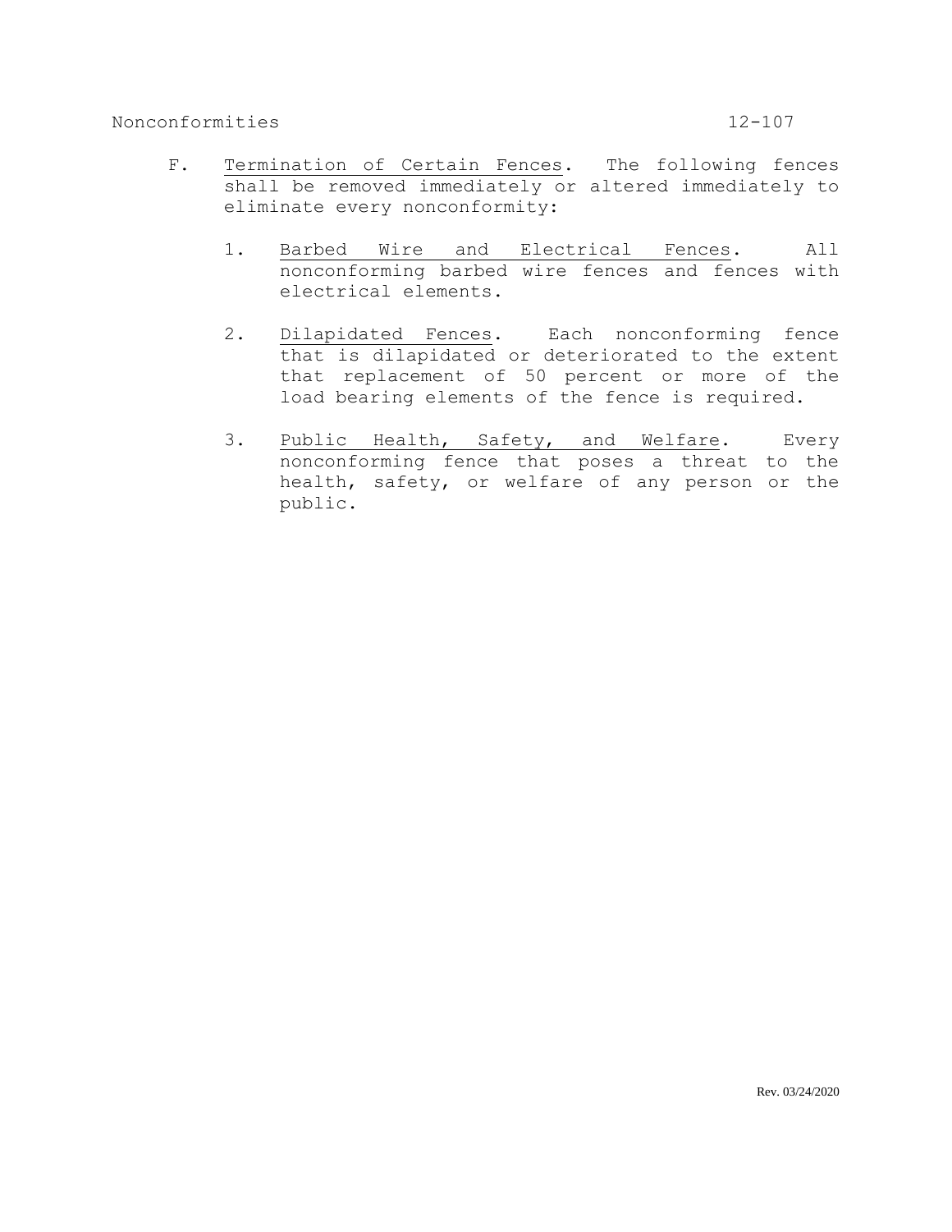F. Termination of Certain Fences. The following fences shall be removed immediately or altered immediately to eliminate every nonconformity:

1. Barbed Wire and Electrical Fences. All nonconforming barbed wire fences and fences with electrical elements.

2. Dilapidated Fences. Each nonconforming fence that is dilapidated or deteriorated to the extent that replacement of 50 percent or more of the load bearing elements of the fence is required.

3. Public Health, Safety, and Welfare. Every nonconforming fence that poses a threat to the health, safety, or welfare of any person or the public.